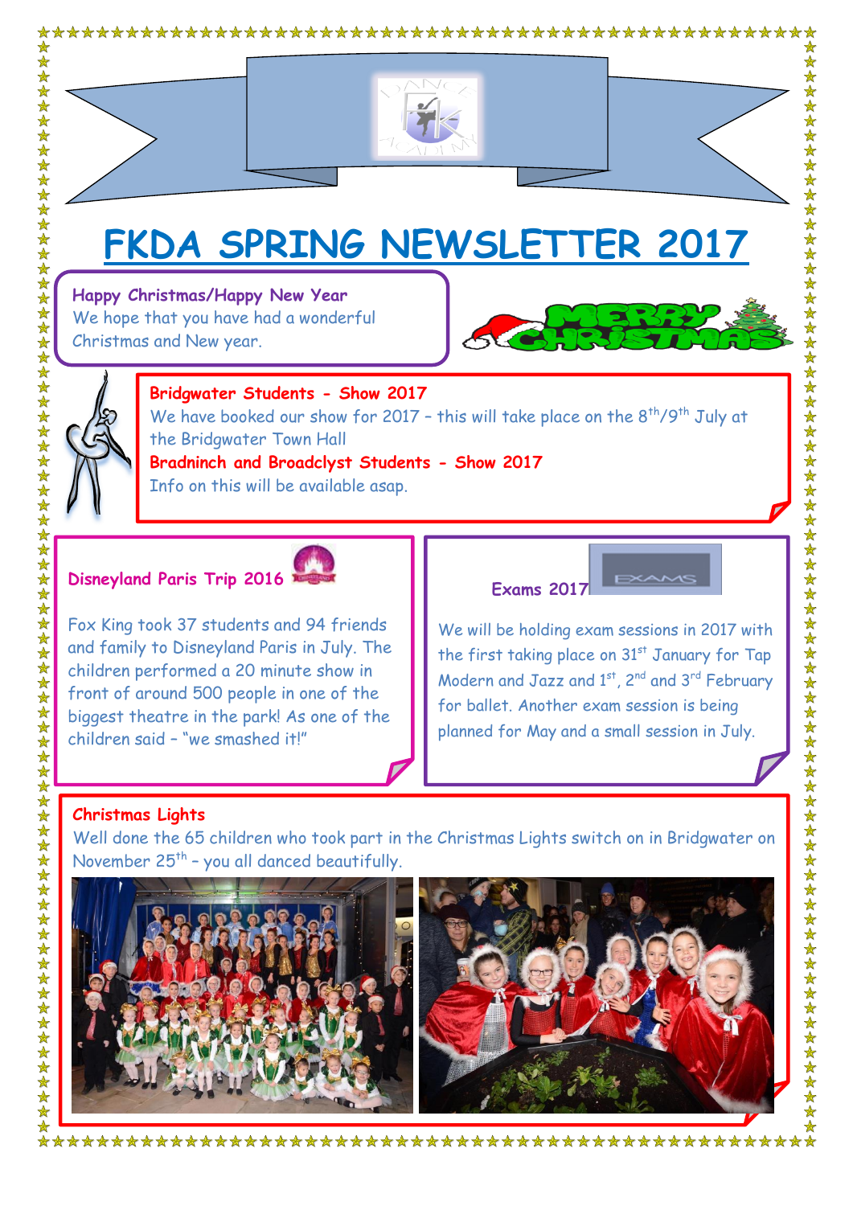# FKDA SPRING NEWSLETTER 2017

**Happy Christmas/Happy New Year**
We hope that you have had a wonderful Christmas and New year.

**Bridgwater Students - Show 2017**
We have booked our show for 2017 – this will take place on the 8th/9th July at the Bridgwater Town Hall

**Bradninch and Broadclyst Students - Show 2017**
Info on this will be available asap.

**Disneyland Paris Trip 2016**

Fox King took 37 students and 94 friends and family to Disneyland Paris in July. The children performed a 20 minute show in front of around 500 people in one of the biggest theatre in the park! As one of the children said – "we smashed it!"

**Exams 2017**

We will be holding exam sessions in 2017 with the first taking place on 31st January for Tap Modern and Jazz and 1st, 2nd and 3rd February for ballet. Another exam session is being planned for May and a small session in July.

**Christmas Lights**
Well done the 65 children who took part in the Christmas Lights switch on in Bridgwater on November 25th – you all danced beautifully.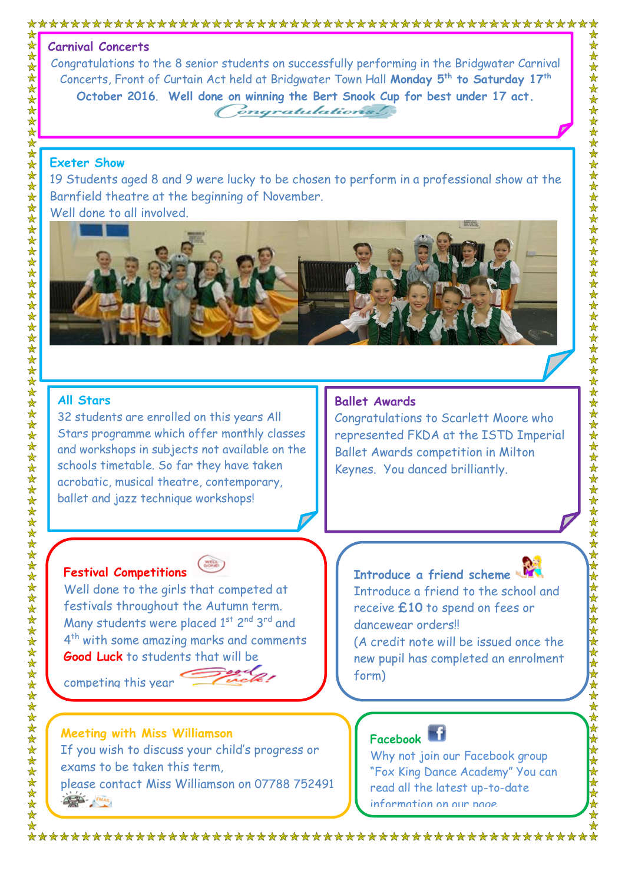## Carnival Concerts

Congratulations to the 8 senior students on successfully performing in the Bridgwater Carnival Concerts, Front of Curtain Act held at Bridgwater Town Hall **Monday 5th to Saturday 17th October 2016. Well done on winning the Bert Snook Cup for best under 17 act.**

Congratulations!

## Exeter Show

19 Students aged 8 and 9 were lucky to be chosen to perform in a professional show at the Barnfield theatre at the beginning of November.
Well done to all involved.

## All Stars

32 students are enrolled on this years All Stars programme which offer monthly classes and workshops in subjects not available on the schools timetable. So far they have taken acrobatic, musical theatre, contemporary, ballet and jazz technique workshops!

## Ballet Awards

Congratulations to Scarlett Moore who represented FKDA at the ISTD Imperial Ballet Awards competition in Milton Keynes. You danced brilliantly.

## Festival Competitions

Well done to the girls that competed at festivals throughout the Autumn term. Many students were placed 1st 2nd 3rd and 4th with some amazing marks and comments

**Good Luck** to students that will be competing this year

Good Luck!

## Introduce a friend scheme

Introduce a friend to the school and receive £10 to spend on fees or dancewear orders!!
(A credit note will be issued once the new pupil has completed an enrolment form)

## Meeting with Miss Williamson

If you wish to discuss your child's progress or exams to be taken this term,
please contact Miss Williamson on 07788 752491

## Facebook

Why not join our Facebook group "Fox King Dance Academy" You can read all the latest up-to-date information on our page.